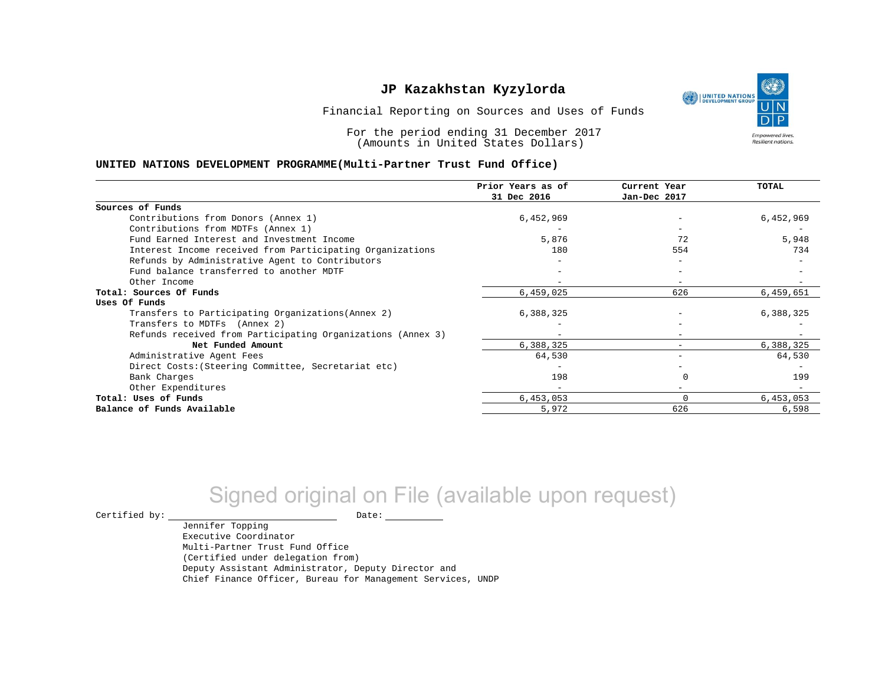# JP Kazakhstan Kyzylorda

Financial Reporting on Sources and Uses of Funds

For the period ending 31 December 2017
(Amounts in United States Dollars)

## UNITED NATIONS DEVELOPMENT PROGRAMME(Multi-Partner Trust Fund Office)

| | Prior Years as of 31 Dec 2016 | Current Year Jan-Dec 2017 | TOTAL |
|---|---|---|---|
| **Sources of Funds** | | | |
| Contributions from Donors (Annex 1) | 6,452,969 | - | 6,452,969 |
| Contributions from MDTFs (Annex 1) | - | - | - |
| Fund Earned Interest and Investment Income | 5,876 | 72 | 5,948 |
| Interest Income received from Participating Organizations | 180 | 554 | 734 |
| Refunds by Administrative Agent to Contributors | - | - | - |
| Fund balance transferred to another MDTF | - | - | - |
| Other Income | - | - | - |
| **Total: Sources Of Funds** | 6,459,025 | 626 | 6,459,651 |
| **Uses Of Funds** | | | |
| Transfers to Participating Organizations(Annex 2) | 6,388,325 | - | 6,388,325 |
| Transfers to MDTFs (Annex 2) | - | - | - |
| Refunds received from Participating Organizations (Annex 3) | - | - | - |
| **Net Funded Amount** | 6,388,325 | - | 6,388,325 |
| Administrative Agent Fees | 64,530 | - | 64,530 |
| Direct Costs:(Steering Committee, Secretariat etc) | - | - | - |
| Bank Charges | 198 | 0 | 199 |
| Other Expenditures | - | - | - |
| **Total: Uses of Funds** | 6,453,053 | 0 | 6,453,053 |
| **Balance of Funds Available** | 5,972 | 626 | 6,598 |

Signed original on File (available upon request)

Certified by: \_\_\_\_\_\_\_\_\_\_\_\_\_\_\_\_\_\_\_\_ Date: \_\_\_\_\_\_\_\_\_\_

Jennifer Topping
Executive Coordinator
Multi-Partner Trust Fund Office
(Certified under delegation from)
Deputy Assistant Administrator, Deputy Director and
Chief Finance Officer, Bureau for Management Services, UNDP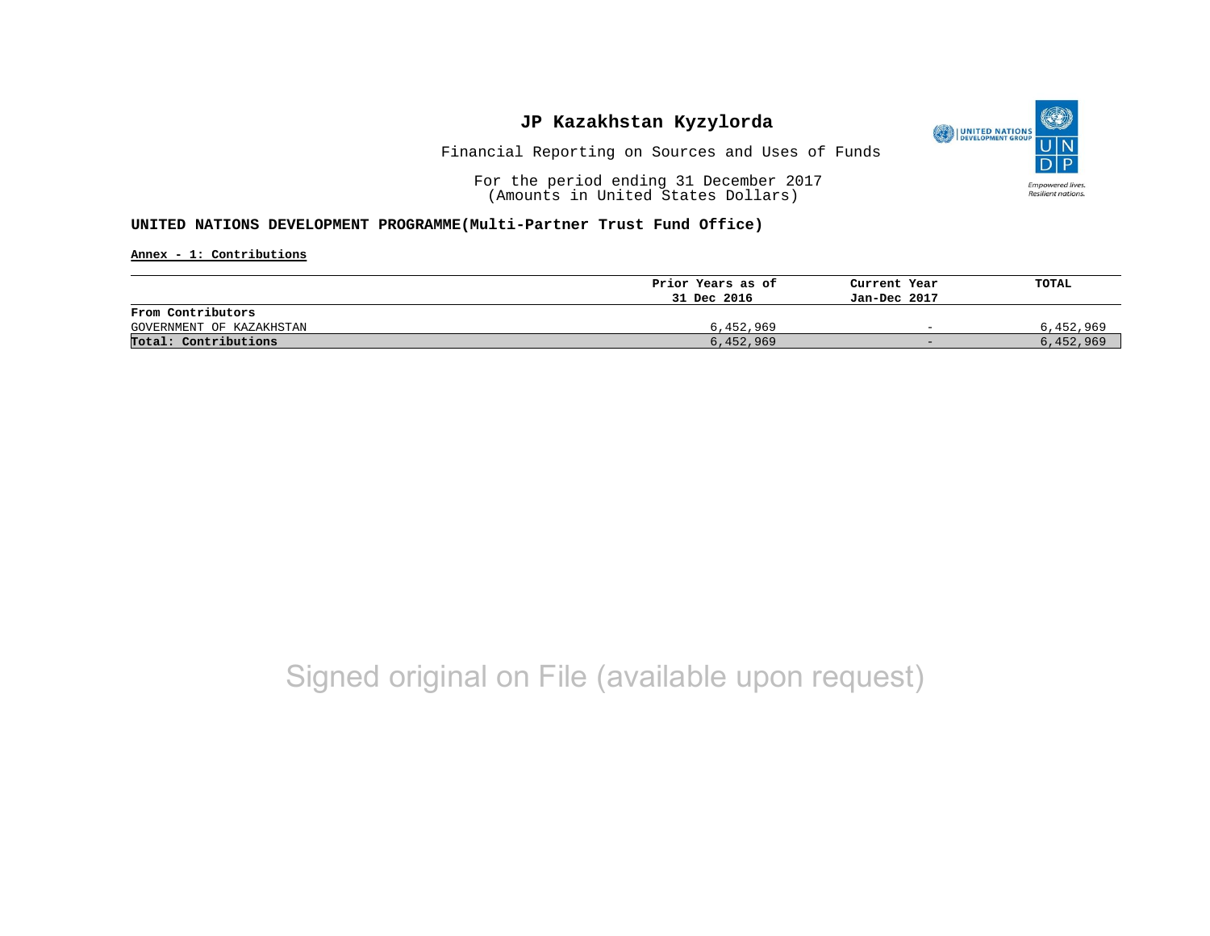# JP Kazakhstan Kyzylorda

Financial Reporting on Sources and Uses of Funds

For the period ending 31 December 2017
(Amounts in United States Dollars)

**UNITED NATIONS DEVELOPMENT PROGRAMME(Multi-Partner Trust Fund Office)**

**Annex - 1: Contributions**

| | Prior Years as of 31 Dec 2016 | Current Year Jan-Dec 2017 | TOTAL |
|---|---|---|---|
| **From Contributors** | | | |
| GOVERNMENT OF KAZAKHSTAN | 6,452,969 | - | 6,452,969 |
| **Total: Contributions** | 6,452,969 | - | 6,452,969 |

Signed original on File (available upon request)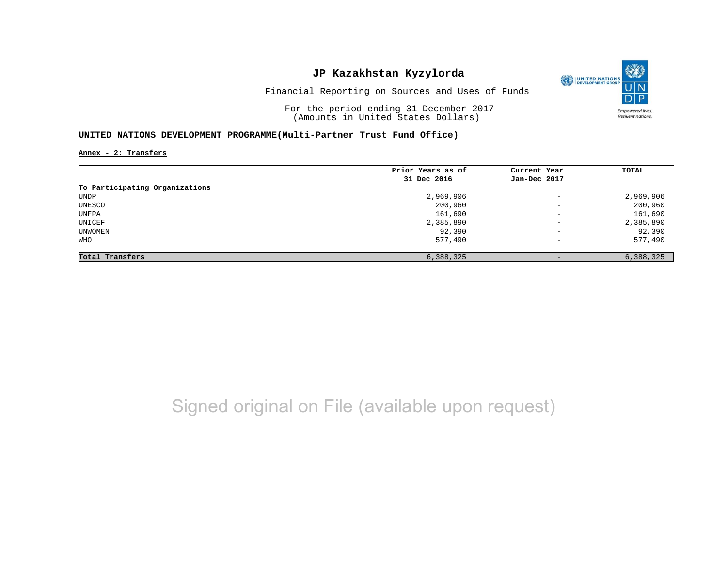# JP Kazakhstan Kyzylorda

Financial Reporting on Sources and Uses of Funds

For the period ending 31 December 2017
(Amounts in United States Dollars)

**UNITED NATIONS DEVELOPMENT PROGRAMME(Multi-Partner Trust Fund Office)**

**Annex - 2: Transfers**

| | Prior Years as of 31 Dec 2016 | Current Year Jan-Dec 2017 | TOTAL |
|---|---|---|---|
| **To Participating Organizations** | | | |
| UNDP | 2,969,906 | - | 2,969,906 |
| UNESCO | 200,960 | - | 200,960 |
| UNFPA | 161,690 | - | 161,690 |
| UNICEF | 2,385,890 | - | 2,385,890 |
| UNWOMEN | 92,390 | - | 92,390 |
| WHO | 577,490 | - | 577,490 |
| **Total Transfers** | 6,388,325 | - | 6,388,325 |

Signed original on File (available upon request)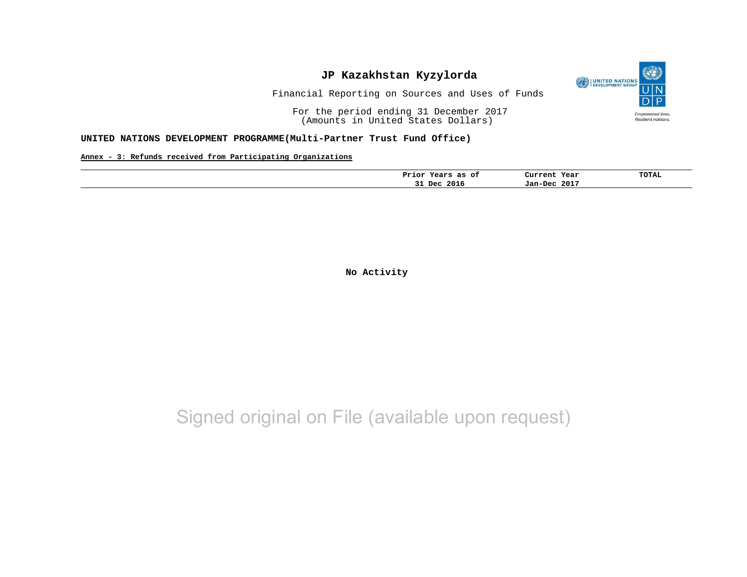# JP Kazakhstan Kyzylorda

Financial Reporting on Sources and Uses of Funds

For the period ending 31 December 2017
(Amounts in United States Dollars)

**UNITED NATIONS DEVELOPMENT PROGRAMME(Multi-Partner Trust Fund Office)**

**Annex - 3: Refunds received from Participating Organizations**

| | Prior Years as of 31 Dec 2016 | Current Year Jan-Dec 2017 | TOTAL |
|---|---|---|---|

**No Activity**

Signed original on File (available upon request)